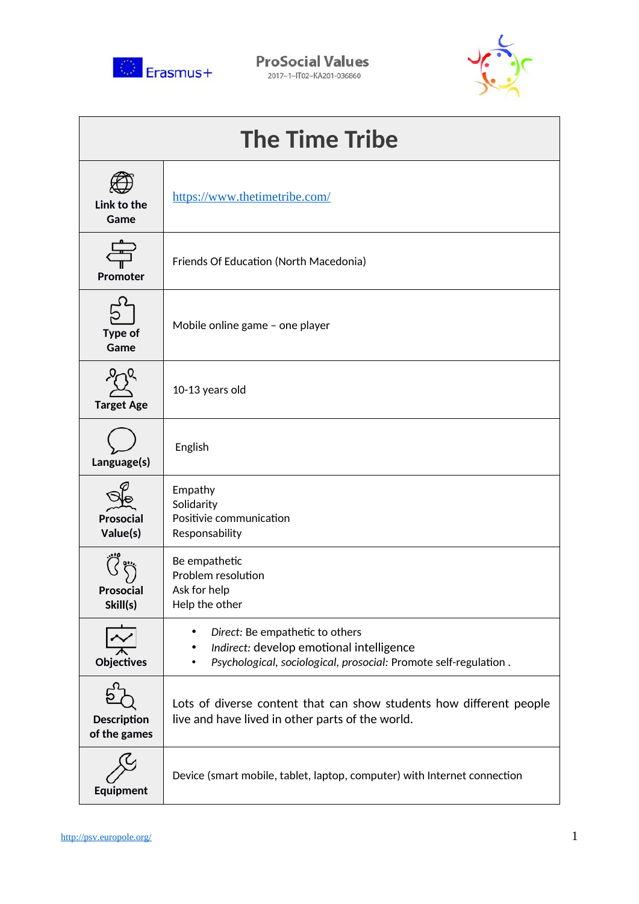# The Time Tribe

| | |
|---|---|
| **Link to the Game** | https://www.thetimetribe.com/ |
| **Promoter** | Friends Of Education (North Macedonia) |
| **Type of Game** | Mobile online game – one player |
| **Target Age** | 10-13 years old |
| **Language(s)** | English |
| **Prosocial Value(s)** | Empathy<br>Solidarity<br>Positivie communication<br>Responsability |
| **Prosocial Skill(s)** | Be empathetic<br>Problem resolution<br>Ask for help<br>Help the other |
| **Objectives** | • *Direct:* Be empathetic to others<br>• *Indirect:* develop emotional intelligence<br>• *Psychological, sociological, prosocial:* Promote self-regulation . |
| **Description of the games** | Lots of diverse content that can show students how different people live and have lived in other parts of the world. |
| **Equipment** | Device (smart mobile, tablet, laptop, computer) with Internet connection |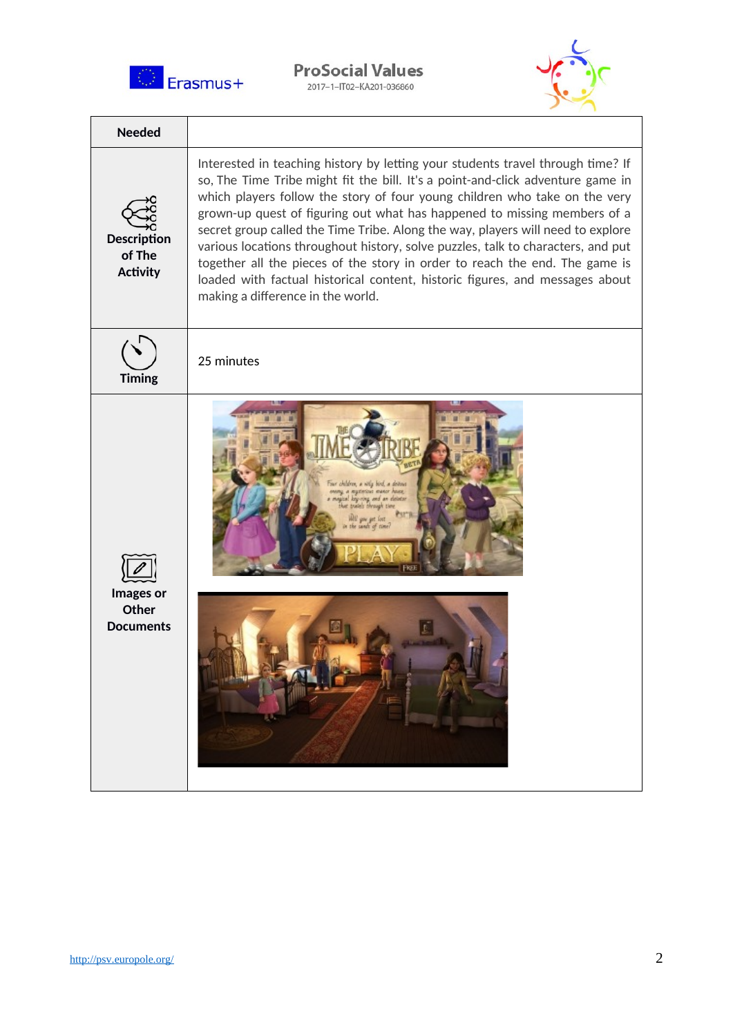| Needed | |
|---|---|
| Description of The Activity | Interested in teaching history by letting your students travel through time? If so, The Time Tribe might fit the bill. It's a point-and-click adventure game in which players follow the story of four young children who take on the very grown-up quest of figuring out what has happened to missing members of a secret group called the Time Tribe. Along the way, players will need to explore various locations throughout history, solve puzzles, talk to characters, and put together all the pieces of the story in order to reach the end. The game is loaded with factual historical content, historic figures, and messages about making a difference in the world. |
| Timing | 25 minutes |
| Images or Other Documents | |

http://psv.europole.org/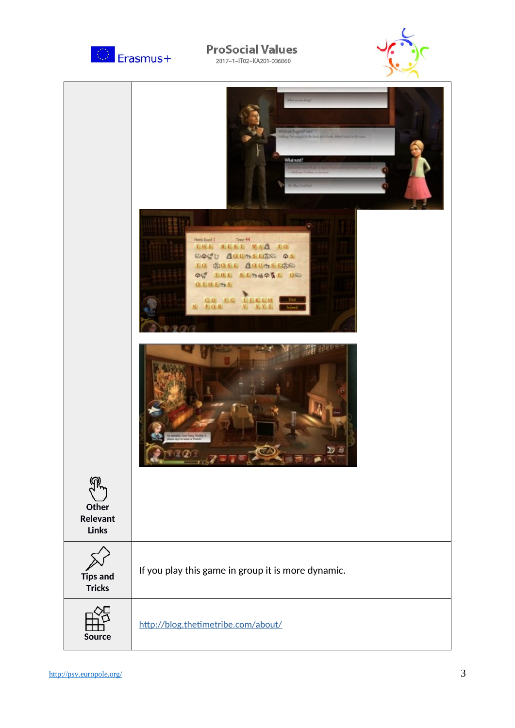| | |
|---|---|
| | |
| **Other Relevant Links** | |
| **Tips and Tricks** | If you play this game in group it is more dynamic. |
| **Source** | [http://blog.thetimetribe.com/about/](http://blog.thetimetribe.com/about/) |